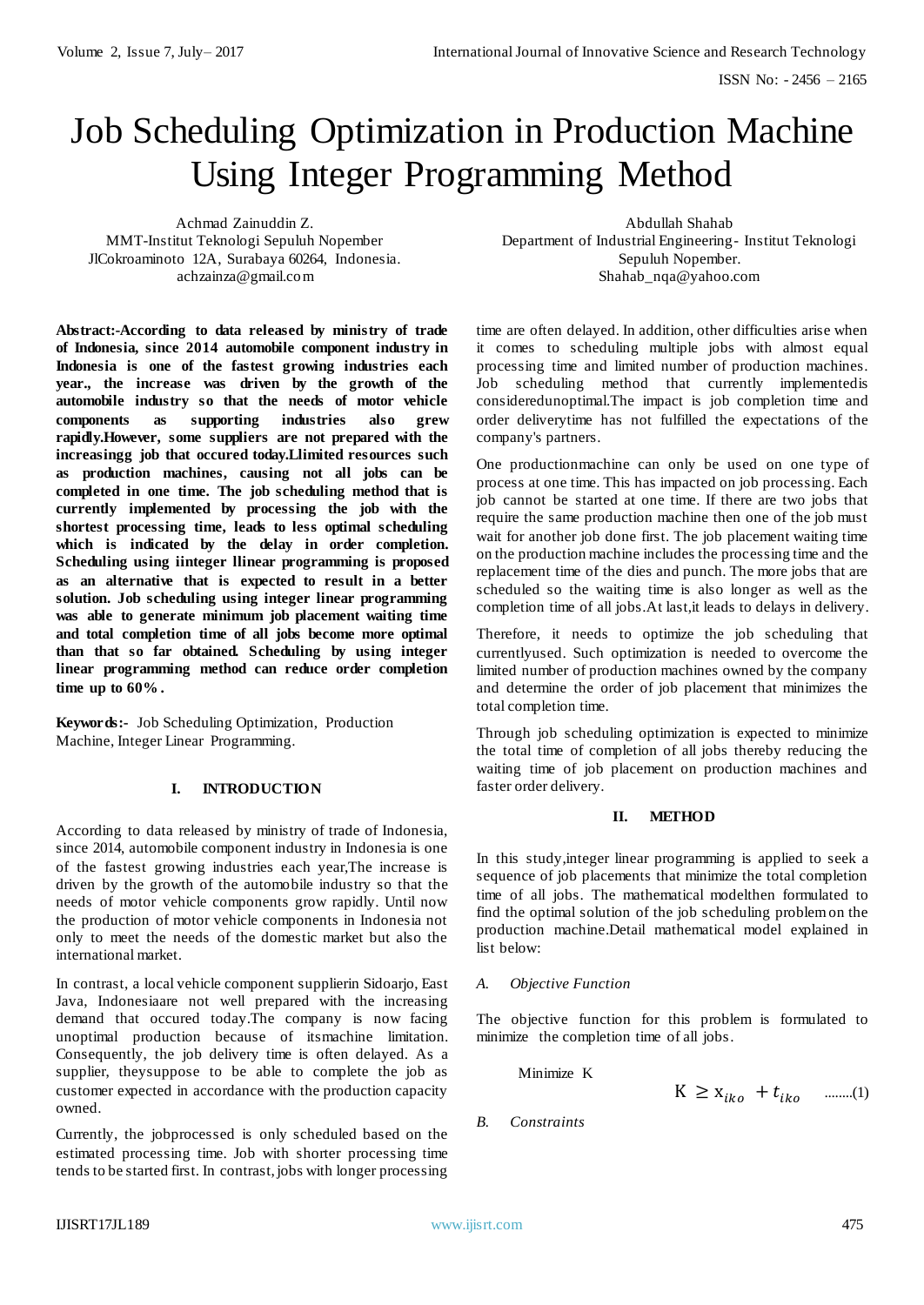# Job Scheduling Optimization in Production Machine Using Integer Programming Method

Achmad Zainuddin Z.
MMT-Institut Teknologi Sepuluh Nopember
JlCokroaminoto 12A, Surabaya 60264, Indonesia.
achzainza@gmail.com

Abdullah Shahab
Department of Industrial Engineering- Institut Teknologi Sepuluh Nopember.
Shahab_nqa@yahoo.com

**Abstract:-According to data released by ministry of trade of Indonesia, since 2014 automobile component industry in Indonesia is one of the fastest growing industries each year., the increase was driven by the growth of the automobile industry so that the needs of motor vehicle components as supporting industries also grew rapidly.However, some suppliers are not prepared with the increasingg job that occured today.Llimited resources such as production machines, causing not all jobs can be completed in one time. The job scheduling method that is currently implemented by processing the job with the shortest processing time, leads to less optimal scheduling which is indicated by the delay in order completion. Scheduling using iinteger llinear programming is proposed as an alternative that is expected to result in a better solution. Job scheduling using integer linear programming was able to generate minimum job placement waiting time and total completion time of all jobs become more optimal than that so far obtained. Scheduling by using integer linear programming method can reduce order completion time up to 60%.**

**Keywords:-** Job Scheduling Optimization, Production Machine, Integer Linear Programming.

## I. INTRODUCTION

According to data released by ministry of trade of Indonesia, since 2014, automobile component industry in Indonesia is one of the fastest growing industries each year,The increase is driven by the growth of the automobile industry so that the needs of motor vehicle components grow rapidly. Until now the production of motor vehicle components in Indonesia not only to meet the needs of the domestic market but also the international market.

In contrast, a local vehicle component supplierin Sidoarjo, East Java, Indonesiaare not well prepared with the increasing demand that occured today.The company is now facing unoptimal production because of itsmachine limitation. Consequently, the job delivery time is often delayed. As a supplier, theysuppose to be able to complete the job as customer expected in accordance with the production capacity owned.

Currently, the jobprocessed is only scheduled based on the estimated processing time. Job with shorter processing time tends to be started first. In contrast, jobs with longer processing time are often delayed. In addition, other difficulties arise when it comes to scheduling multiple jobs with almost equal processing time and limited number of production machines. Job scheduling method that currently implementedis consideredunoptimal.The impact is job completion time and order deliverytime has not fulfilled the expectations of the company's partners.

One productionmachine can only be used on one type of process at one time. This has impacted on job processing. Each job cannot be started at one time. If there are two jobs that require the same production machine then one of the job must wait for another job done first. The job placement waiting time on the production machine includes the processing time and the replacement time of the dies and punch. The more jobs that are scheduled so the waiting time is also longer as well as the completion time of all jobs.At last,it leads to delays in delivery.

Therefore, it needs to optimize the job scheduling that currentlyused. Such optimization is needed to overcome the limited number of production machines owned by the company and determine the order of job placement that minimizes the total completion time.

Through job scheduling optimization is expected to minimize the total time of completion of all jobs thereby reducing the waiting time of job placement on production machines and faster order delivery.

## II. METHOD

In this study,integer linear programming is applied to seek a sequence of job placements that minimize the total completion time of all jobs. The mathematical modelthen formulated to find the optimal solution of the job scheduling problem on the production machine.Detail mathematical model explained in list below:

### *A. Objective Function*

The objective function for this problem is formulated to minimize the completion time of all jobs.

Minimize K

$$K \geq x_{iko} + t_{iko} \quad \text{........(1)}$$

### *B. Constraints*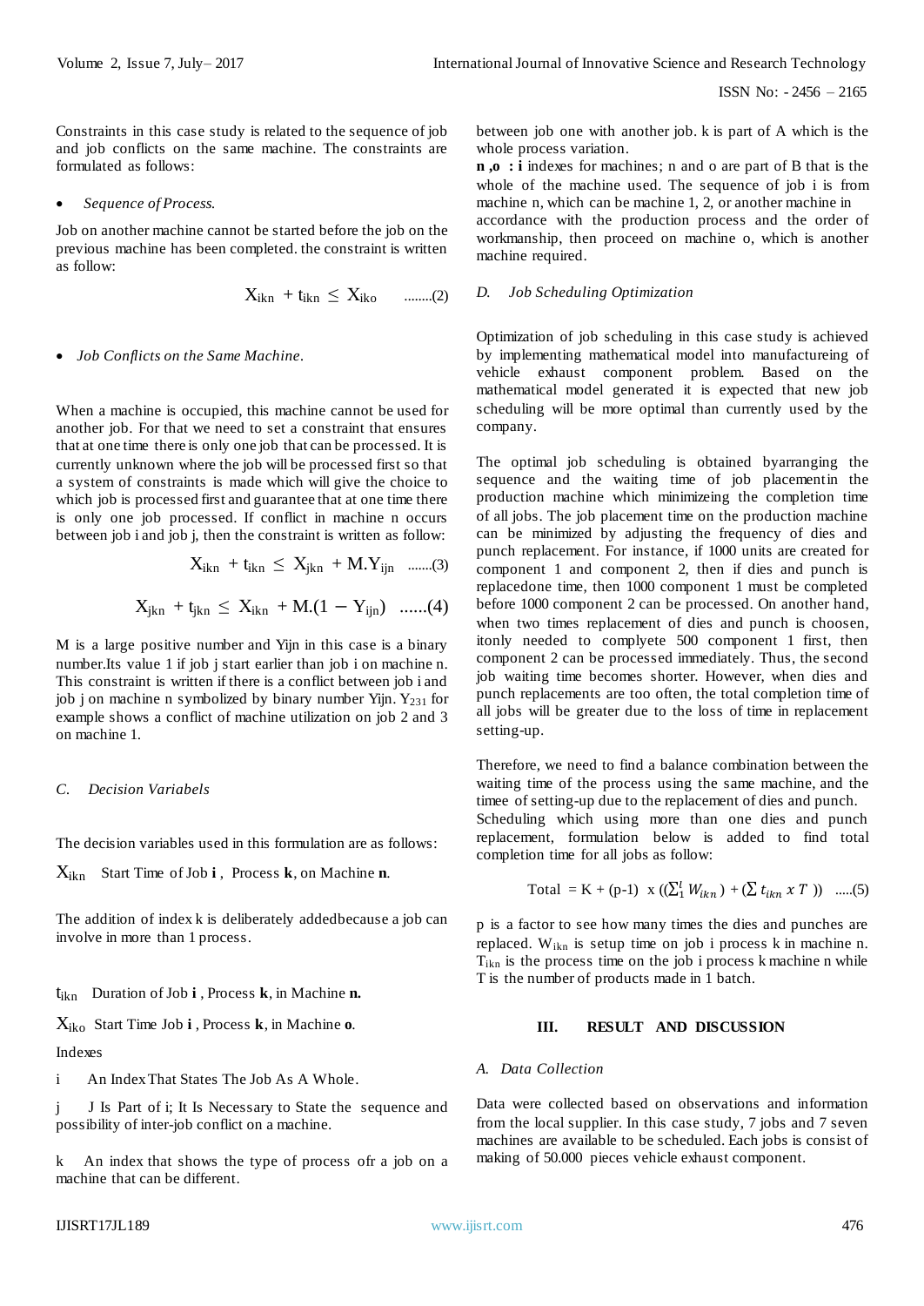Constraints in this case study is related to the sequence of job and job conflicts on the same machine. The constraints are formulated as follows:

- *Sequence of Process.*

Job on another machine cannot be started before the job on the previous machine has been completed. the constraint is written as follow:

$$X_{ikn} + t_{ikn} \leq X_{iko} \quad ........(2)$$

- *Job Conflicts on the Same Machine.*

When a machine is occupied, this machine cannot be used for another job. For that we need to set a constraint that ensures that at one time there is only one job that can be processed. It is currently unknown where the job will be processed first so that a system of constraints is made which will give the choice to which job is processed first and guarantee that at one time there is only one job processed. If conflict in machine n occurs between job i and job j, then the constraint is written as follow:

$$X_{ikn} + t_{ikn} \leq X_{jkn} + M.Y_{ijn} \quad .......(3)$$

$$X_{jkn} + t_{jkn} \leq X_{ikn} + M.(1 - Y_{ijn}) \quad ......(4)$$

M is a large positive number and Yijn in this case is a binary number.Its value 1 if job j start earlier than job i on machine n. This constraint is written if there is a conflict between job i and job j on machine n symbolized by binary number Yijn. $Y_{231}$ for example shows a conflict of machine utilization on job 2 and 3 on machine 1.

### C. Decision Variabels

The decision variables used in this formulation are as follows:

$X_{ikn}$ Start Time of Job **i** , Process **k**, on Machine **n**.

The addition of index k is deliberately addedbecause a job can involve in more than 1 process.

$t_{ikn}$ Duration of Job **i** , Process **k**, in Machine **n.**

$X_{iko}$ Start Time Job **i** , Process **k**, in Machine **o**.

Indexes

i An Index That States The Job As A Whole.

j J Is Part of i; It Is Necessary to State the sequence and possibility of inter-job conflict on a machine.

k An index that shows the type of process ofr a job on a machine that can be different. between job one with another job. k is part of A which is the whole process variation.

**n ,o : i** indexes for machines; n and o are part of B that is the whole of the machine used. The sequence of job i is from machine n, which can be machine 1, 2, or another machine in accordance with the production process and the order of workmanship, then proceed on machine o, which is another machine required.

### D. Job Scheduling Optimization

Optimization of job scheduling in this case study is achieved by implementing mathematical model into manufactureing of vehicle exhaust component problem. Based on the mathematical model generated it is expected that new job scheduling will be more optimal than currently used by the company.

The optimal job scheduling is obtained byarranging the sequence and the waiting time of job placementin the production machine which minimizeing the completion time of all jobs. The job placement time on the production machine can be minimized by adjusting the frequency of dies and punch replacement. For instance, if 1000 units are created for component 1 and component 2, then if dies and punch is replacedone time, then 1000 component 1 must be completed before 1000 component 2 can be processed. On another hand, when two times replacement of dies and punch is choosen, itonly needed to complyete 500 component 1 first, then component 2 can be processed immediately. Thus, the second job waiting time becomes shorter. However, when dies and punch replacements are too often, the total completion time of all jobs will be greater due to the loss of time in replacement setting-up.

Therefore, we need to find a balance combination between the waiting time of the process using the same machine, and the timee of setting-up due to the replacement of dies and punch. Scheduling which using more than one dies and punch replacement, formulation below is added to find total completion time for all jobs as follow:

$$\text{Total} = K + (p\text{-}1) \ x \ ((\textstyle\sum_1^i W_{ikn}) + (\sum t_{ikn} \ x \ T)) \quad .....(5)$$

p is a factor to see how many times the dies and punches are replaced. $W_{ikn}$ is setup time on job i process k in machine n. $T_{ikn}$ is the process time on the job i process k machine n while T is the number of products made in 1 batch.

## III. RESULT AND DISCUSSION

### A. Data Collection

Data were collected based on observations and information from the local supplier. In this case study, 7 jobs and 7 seven machines are available to be scheduled. Each jobs is consist of making of 50.000 pieces vehicle exhaust component.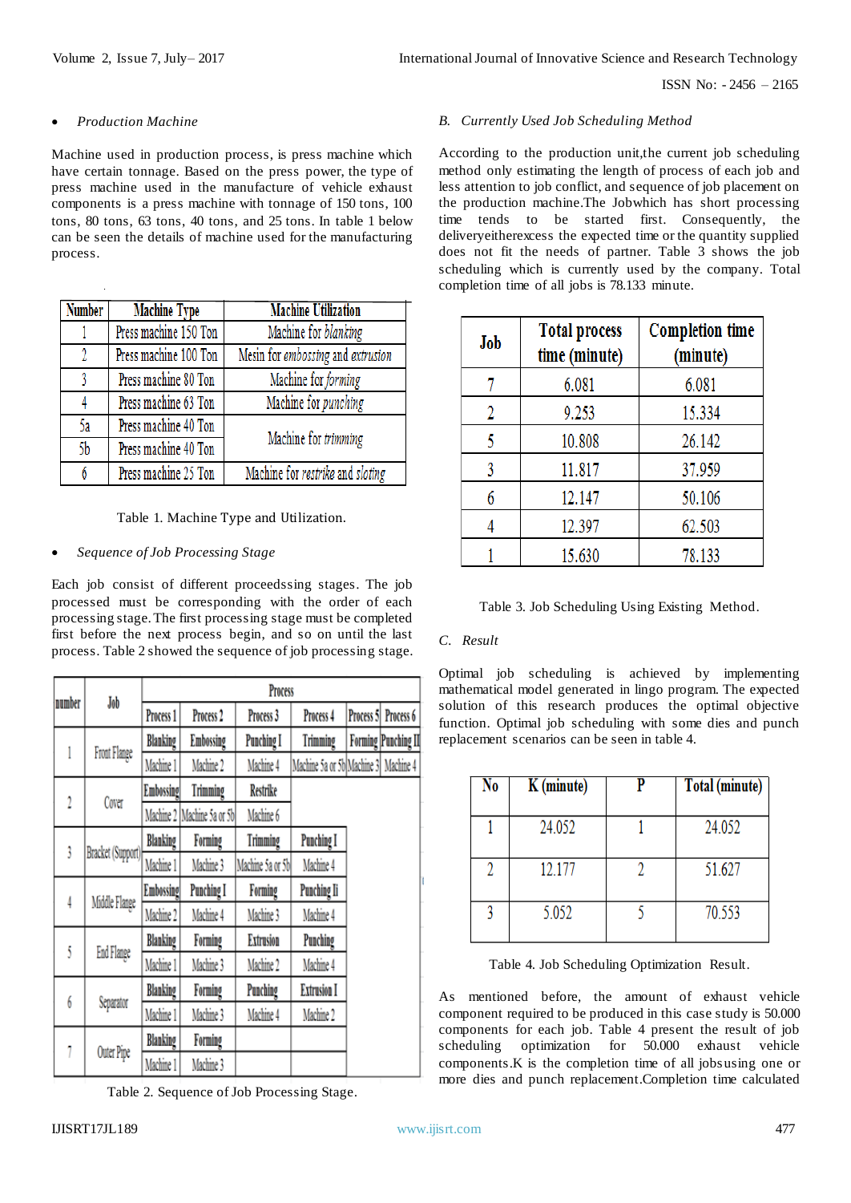- *Production Machine*

Machine used in production process, is press machine which have certain tonnage. Based on the press power, the type of press machine used in the manufacture of vehicle exhaust components is a press machine with tonnage of 150 tons, 100 tons, 80 tons, 63 tons, 40 tons, and 25 tons. In table 1 below can be seen the details of machine used for the manufacturing process.

| Number | Machine Type | Machine Utilization |
|---|---|---|
| 1 | Press machine 150 Ton | Machine for *blanking* |
| 2 | Press machine 100 Ton | Mesin for *embossing* and *extrusion* |
| 3 | Press machine 80 Ton | Machine for *forming* |
| 4 | Press machine 63 Ton | Machine for *punching* |
| 5a | Press machine 40 Ton | Machine for *trimming* |
| 5b | Press machine 40 Ton | |
| 6 | Press machine 25 Ton | Machine for *restrike* and *sloting* |

Table 1. Machine Type and Utilization.

- *Sequence of Job Processing Stage*

Each job consist of different proceedssing stages. The job processed must be corresponding with the order of each processing stage. The first processing stage must be completed first before the next process begin, and so on until the last process. Table 2 showed the sequence of job processing stage.

| number | Job | Process | | | | | |
|---|---|---|---|---|---|---|---|
| | | Process 1 | Process 2 | Process 3 | Process 4 | Process 5 | Process 6 |
| 1 | Front Flange | Blanking | Embossing | Punching I | Trimming | Forming | Punching II |
| | | Machine 1 | Machine 2 | Machine 4 | Machine 5a or 5b | Machine 3 | Machine 4 |
| 2 | Cover | Embossing | Trimming | Restrike | | | |
| | | Machine 2 | Machine 5a or 5b | Machine 6 | | | |
| 3 | Bracket (Support) | Blanking | Forming | Trimming | Punching I | | |
| | | Machine 1 | Machine 3 | Machine 5a or 5b | Machine 4 | | |
| 4 | Middle Flange | Embossing | Punching I | Forming | Punching II | | |
| | | Machine 2 | Machine 4 | Machine 3 | Machine 4 | | |
| 5 | End Flange | Blanking | Forming | Extrusion | Punching | | |
| | | Machine 1 | Machine 3 | Machine 2 | Machine 4 | | |
| 6 | Separator | Blanking | Forming | Punching | Extrusion I | | |
| | | Machine 1 | Machine 3 | Machine 4 | Machine 2 | | |
| 7 | Outer Pipe | Blanking | Forming | | | | |
| | | Machine 1 | Machine 3 | | | | |

Table 2. Sequence of Job Processing Stage.

### B. *Currently Used Job Scheduling Method*

According to the production unit,the current job scheduling method only estimating the length of process of each job and less attention to job conflict, and sequence of job placement on the production machine.The Jobwhich has short processing time tends to be started first. Consequently, the deliveryeitherexcess the expected time or the quantity supplied does not fit the needs of partner. Table 3 shows the job scheduling which is currently used by the company. Total completion time of all jobs is 78.133 minute.

| Job | Total process time (minute) | Completion time (minute) |
|---|---|---|
| 7 | 6.081 | 6.081 |
| 2 | 9.253 | 15.334 |
| 5 | 10.808 | 26.142 |
| 3 | 11.817 | 37.959 |
| 6 | 12.147 | 50.106 |
| 4 | 12.397 | 62.503 |
| 1 | 15.630 | 78.133 |

Table 3. Job Scheduling Using Existing Method.

### C. *Result*

Optimal job scheduling is achieved by implementing mathematical model generated in lingo program. The expected solution of this research produces the optimal objective function. Optimal job scheduling with some dies and punch replacement scenarios can be seen in table 4.

| No | K (minute) | P | Total (minute) |
|---|---|---|---|
| 1 | 24.052 | 1 | 24.052 |
| 2 | 12.177 | 2 | 51.627 |
| 3 | 5.052 | 5 | 70.553 |

Table 4. Job Scheduling Optimization Result.

As mentioned before, the amount of exhaust vehicle component required to be produced in this case study is 50.000 components for each job. Table 4 present the result of job scheduling optimization for 50.000 exhaust vehicle components.K is the completion time of all jobsusing one or more dies and punch replacement.Completion time calculated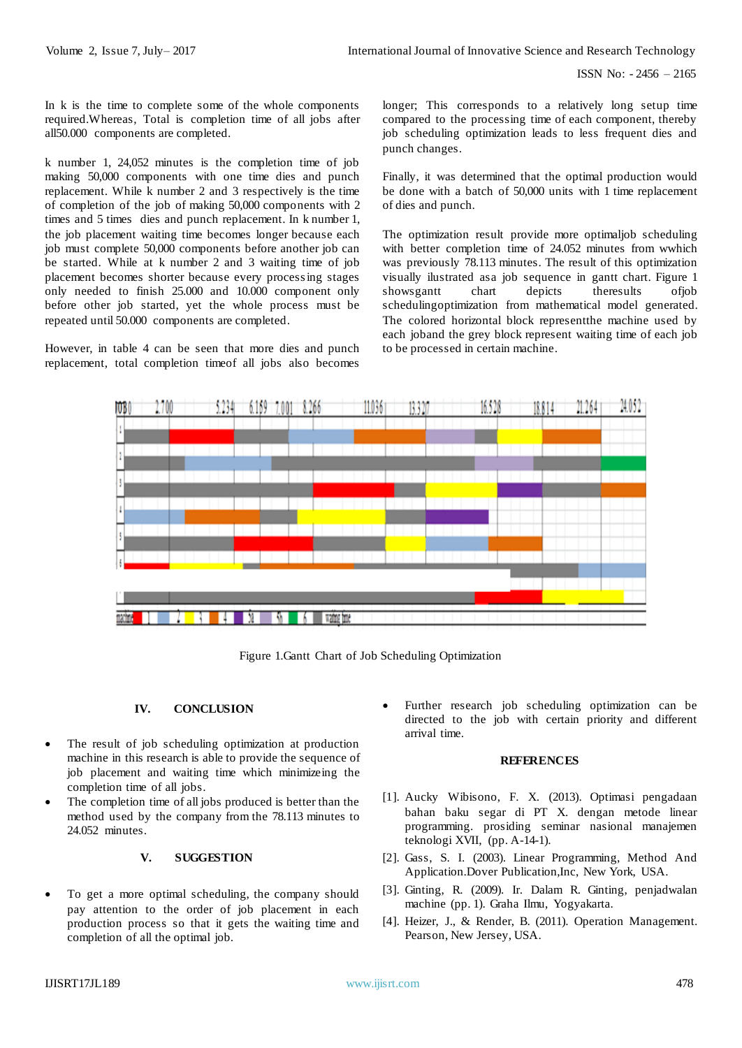In k is the time to complete some of the whole components required.Whereas, Total is completion time of all jobs after all50.000 components are completed.

k number 1, 24,052 minutes is the completion time of job making 50,000 components with one time dies and punch replacement. While k number 2 and 3 respectively is the time of completion of the job of making 50,000 components with 2 times and 5 times dies and punch replacement. In k number 1, the job placement waiting time becomes longer because each job must complete 50,000 components before another job can be started. While at k number 2 and 3 waiting time of job placement becomes shorter because every processing stages only needed to finish 25.000 and 10.000 component only before other job started, yet the whole process must be repeated until 50.000 components are completed.

However, in table 4 can be seen that more dies and punch replacement, total completion timeof all jobs also becomes longer; This corresponds to a relatively long setup time compared to the processing time of each component, thereby job scheduling optimization leads to less frequent dies and punch changes.

Finally, it was determined that the optimal production would be done with a batch of 50,000 units with 1 time replacement of dies and punch.

The optimization result provide more optimaljob scheduling with better completion time of 24.052 minutes from wwhich was previously 78.113 minutes. The result of this optimization visually illustrated asa job sequence in gantt chart. Figure 1 showsgantt chart depicts theresults ofjob schedulingoptimization from mathematical model generated. The colored horizontal block representthe machine used by each jobaand the grey block represent waiting time of each job to be processed in certain machine.

Figure 1.Gantt Chart of Job Scheduling Optimization

## IV. CONCLUSION

- The result of job scheduling optimization at production machine in this research is able to provide the sequence of job placement and waiting time which minimizeing the completion time of all jobs.
- The completion time of all jobs produced is better than the method used by the company from the 78.113 minutes to 24.052 minutes.

## V. SUGGESTION

- To get a more optimal scheduling, the company should pay attention to the order of job placement in each production process so that it gets the waiting time and completion of all the optimal job.
- Further research job scheduling optimization can be directed to the job with certain priority and different arrival time.

## REFERENCES

[1]. Aucky Wibisono, F. X. (2013). Optimasi pengadaan bahan baku segar di PT X. dengan metode linear programming. prosiding seminar nasional manajemen teknologi XVII, (pp. A-14-1).

[2]. Gass, S. I. (2003). Linear Programming, Method And Application.Dover Publication,Inc, New York, USA.

[3]. Ginting, R. (2009). Ir. Dalam R. Ginting, penjadwalan machine (pp. 1). Graha Ilmu, Yogyakarta.

[4]. Heizer, J., & Render, B. (2011). Operation Management. Pearson, New Jersey, USA.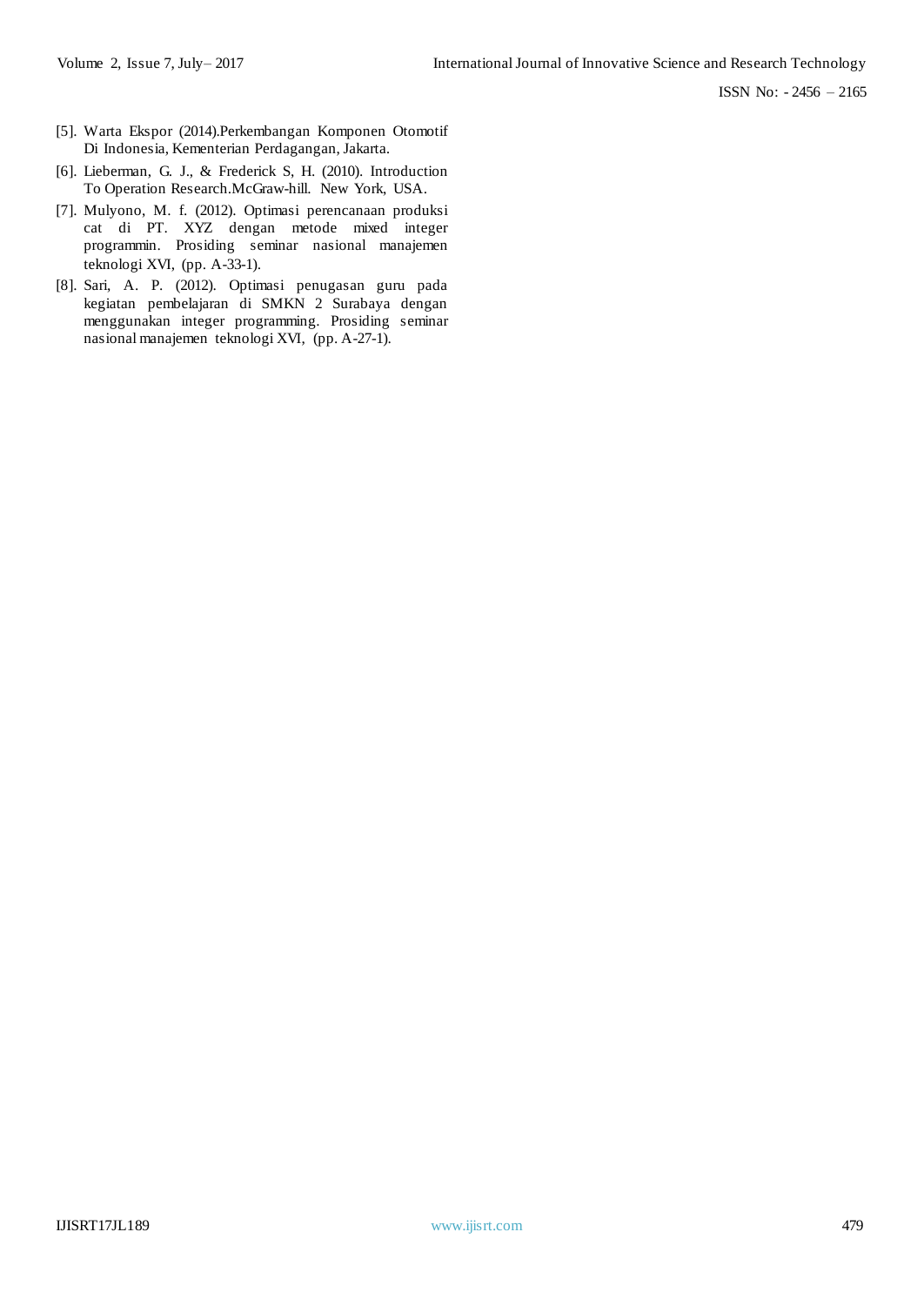[5]. Warta Ekspor (2014).Perkembangan Komponen Otomotif Di Indonesia, Kementerian Perdagangan, Jakarta.

[6]. Lieberman, G. J., & Frederick S, H. (2010). Introduction To Operation Research.McGraw-hill. New York, USA.

[7]. Mulyono, M. f. (2012). Optimasi perencanaan produksi cat di PT. XYZ dengan metode mixed integer programmin. Prosiding seminar nasional manajemen teknologi XVI, (pp. A-33-1).

[8]. Sari, A. P. (2012). Optimasi penugasan guru pada kegiatan pembelajaran di SMKN 2 Surabaya dengan menggunakan integer programming. Prosiding seminar nasional manajemen teknologi XVI, (pp. A-27-1).